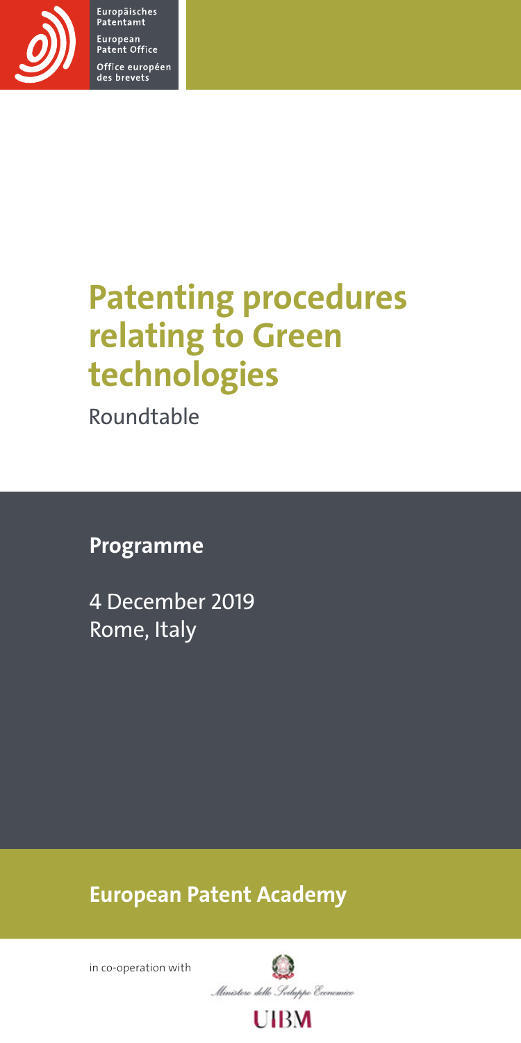Europäisches Patentamt
European Patent Office
Office européen des brevets

# Patenting procedures relating to Green technologies

Roundtable

## Programme

4 December 2019
Rome, Italy

## European Patent Academy

in co-operation with

Ministero dello Sviluppo Economico

UIBM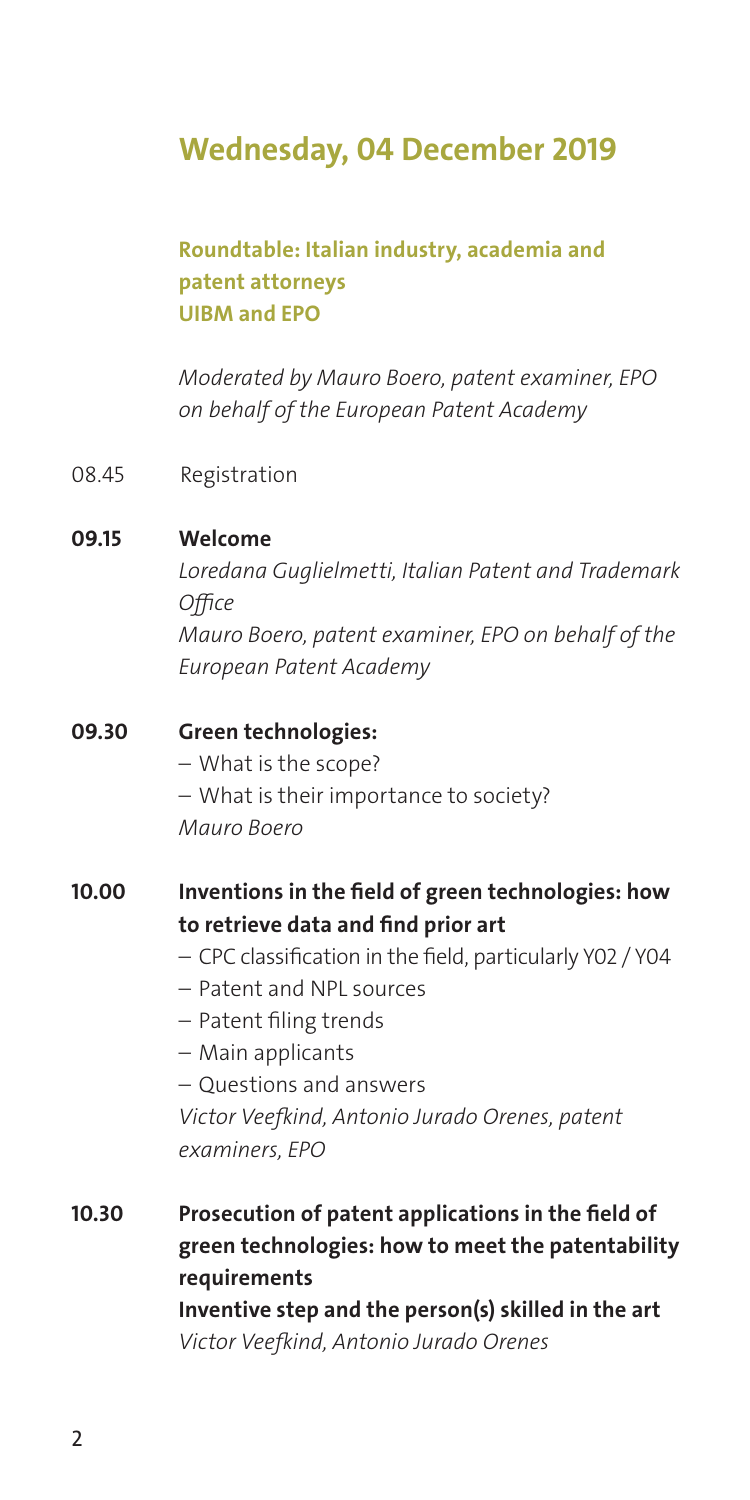## Wednesday, 04 December 2019

### Roundtable: Italian industry, academia and patent attorneys
### UIBM and EPO

*Moderated by Mauro Boero, patent examiner, EPO on behalf of the European Patent Academy*

08.45 Registration

**09.15 Welcome**
*Loredana Guglielmetti, Italian Patent and Trademark Office*
*Mauro Boero, patent examiner, EPO on behalf of the European Patent Academy*

**09.30 Green technologies:**
– What is the scope?
– What is their importance to society?
*Mauro Boero*

**10.00 Inventions in the field of green technologies: how to retrieve data and find prior art**
– CPC classification in the field, particularly Y02 / Y04
– Patent and NPL sources
– Patent filing trends
– Main applicants
– Questions and answers
*Victor Veefkind, Antonio Jurado Orenes, patent examiners, EPO*

**10.30 Prosecution of patent applications in the field of green technologies: how to meet the patentability requirements**
**Inventive step and the person(s) skilled in the art**
*Victor Veefkind, Antonio Jurado Orenes*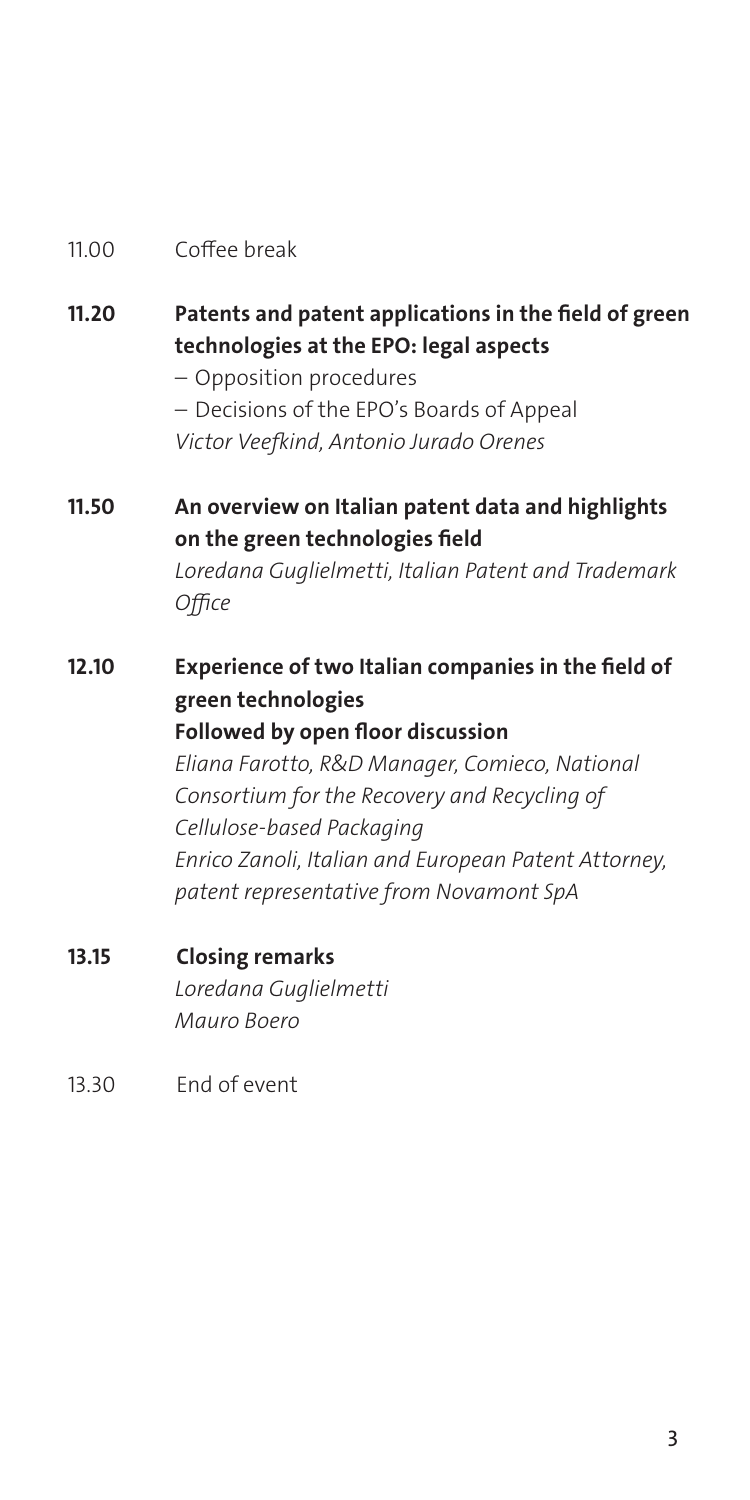11.00 Coffee break

**11.20** **Patents and patent applications in the field of green technologies at the EPO: legal aspects**
– Opposition procedures
– Decisions of the EPO's Boards of Appeal
*Victor Veefkind, Antonio Jurado Orenes*

**11.50** **An overview on Italian patent data and highlights on the green technologies field**
*Loredana Guglielmetti, Italian Patent and Trademark Office*

**12.10** **Experience of two Italian companies in the field of green technologies**
**Followed by open floor discussion**
*Eliana Farotto, R&D Manager, Comieco, National Consortium for the Recovery and Recycling of Cellulose-based Packaging*
*Enrico Zanoli, Italian and European Patent Attorney, patent representative from Novamont SpA*

**13.15** **Closing remarks**
*Loredana Guglielmetti*
*Mauro Boero*

13.30 End of event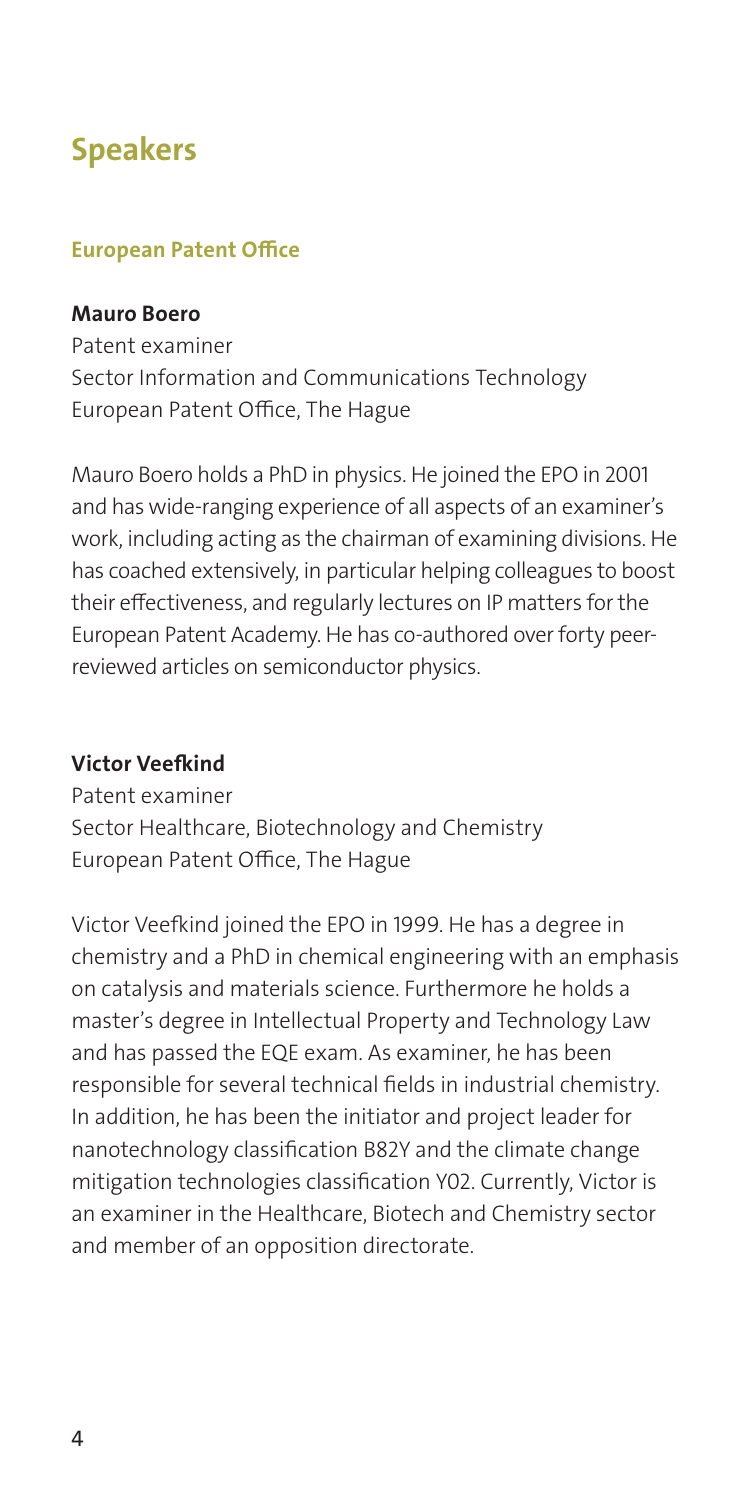# Speakers

## European Patent Office

**Mauro Boero**
Patent examiner
Sector Information and Communications Technology
European Patent Office, The Hague

Mauro Boero holds a PhD in physics. He joined the EPO in 2001 and has wide-ranging experience of all aspects of an examiner's work, including acting as the chairman of examining divisions. He has coached extensively, in particular helping colleagues to boost their effectiveness, and regularly lectures on IP matters for the European Patent Academy. He has co-authored over forty peer-reviewed articles on semiconductor physics.

**Victor Veefkind**
Patent examiner
Sector Healthcare, Biotechnology and Chemistry
European Patent Office, The Hague

Victor Veefkind joined the EPO in 1999. He has a degree in chemistry and a PhD in chemical engineering with an emphasis on catalysis and materials science. Furthermore he holds a master's degree in Intellectual Property and Technology Law and has passed the EQE exam. As examiner, he has been responsible for several technical fields in industrial chemistry. In addition, he has been the initiator and project leader for nanotechnology classification B82Y and the climate change mitigation technologies classification Y02. Currently, Victor is an examiner in the Healthcare, Biotech and Chemistry sector and member of an opposition directorate.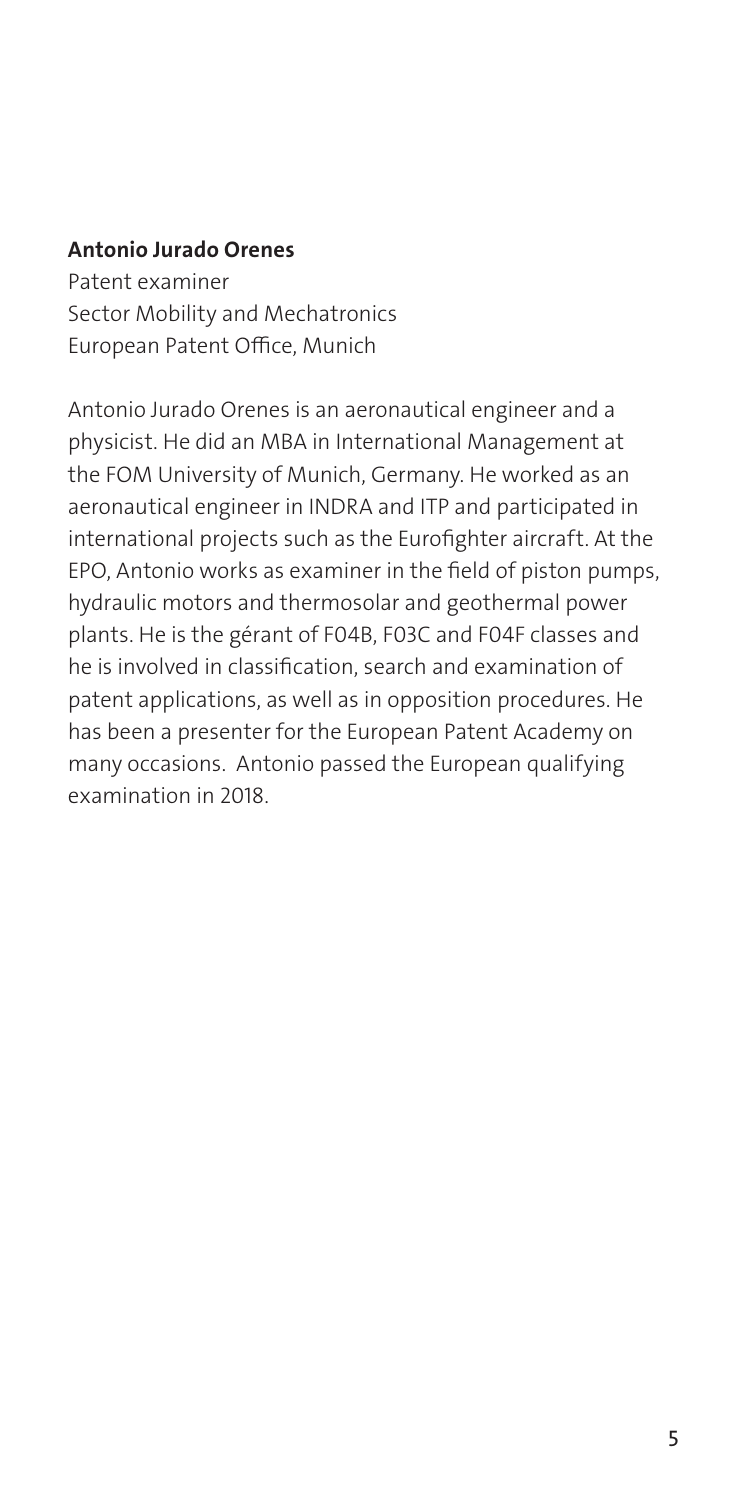**Antonio Jurado Orenes**
Patent examiner
Sector Mobility and Mechatronics
European Patent Office, Munich

Antonio Jurado Orenes is an aeronautical engineer and a physicist. He did an MBA in International Management at the FOM University of Munich, Germany. He worked as an aeronautical engineer in INDRA and ITP and participated in international projects such as the Eurofighter aircraft. At the EPO, Antonio works as examiner in the field of piston pumps, hydraulic motors and thermosolar and geothermal power plants. He is the gérant of F04B, F03C and F04F classes and he is involved in classification, search and examination of patent applications, as well as in opposition procedures. He has been a presenter for the European Patent Academy on many occasions. Antonio passed the European qualifying examination in 2018.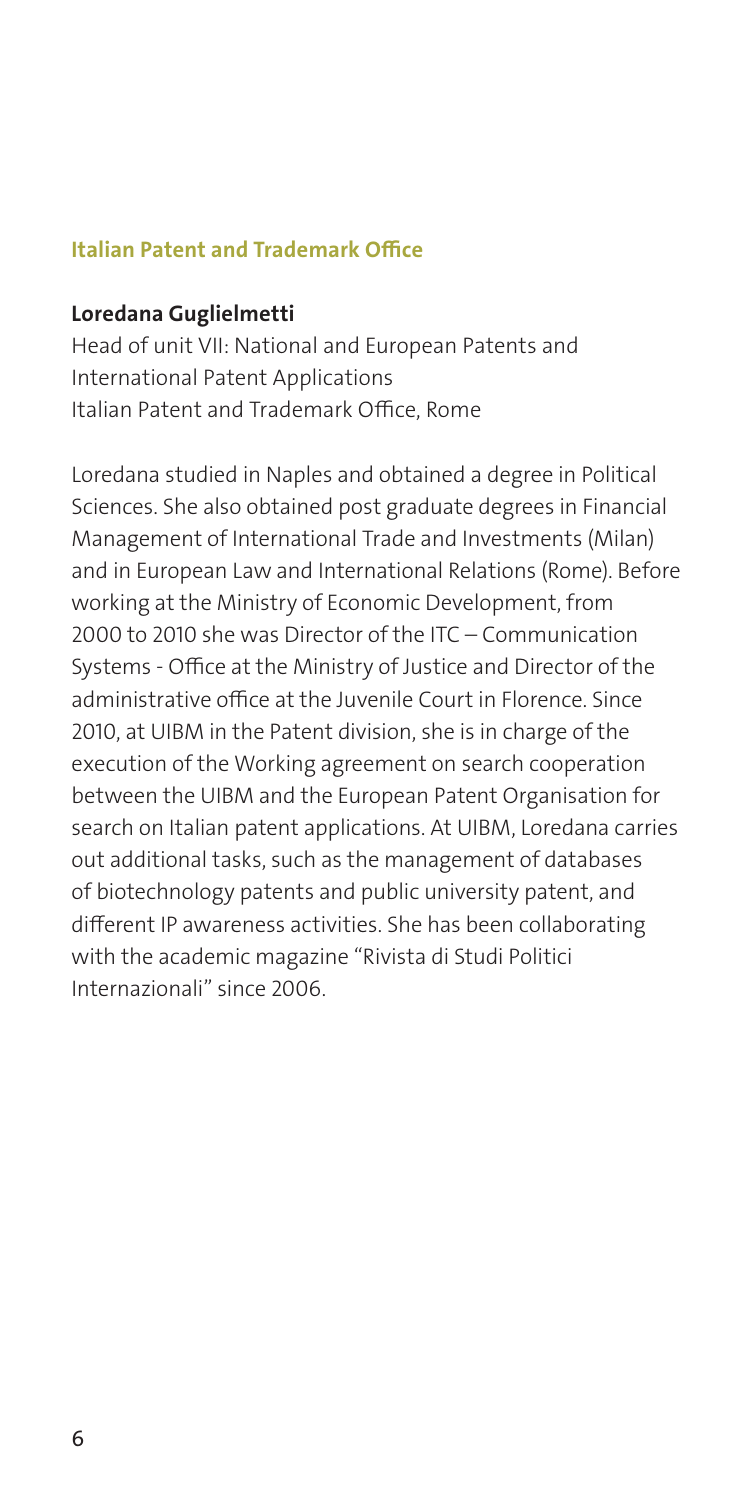### Italian Patent and Trademark Office

**Loredana Guglielmetti**
Head of unit VII: National and European Patents and International Patent Applications
Italian Patent and Trademark Office, Rome

Loredana studied in Naples and obtained a degree in Political Sciences. She also obtained post graduate degrees in Financial Management of International Trade and Investments (Milan) and in European Law and International Relations (Rome). Before working at the Ministry of Economic Development, from 2000 to 2010 she was Director of the ITC – Communication Systems - Office at the Ministry of Justice and Director of the administrative office at the Juvenile Court in Florence. Since 2010, at UIBM in the Patent division, she is in charge of the execution of the Working agreement on search cooperation between the UIBM and the European Patent Organisation for search on Italian patent applications. At UIBM, Loredana carries out additional tasks, such as the management of databases of biotechnology patents and public university patent, and different IP awareness activities. She has been collaborating with the academic magazine "Rivista di Studi Politici Internazionali" since 2006.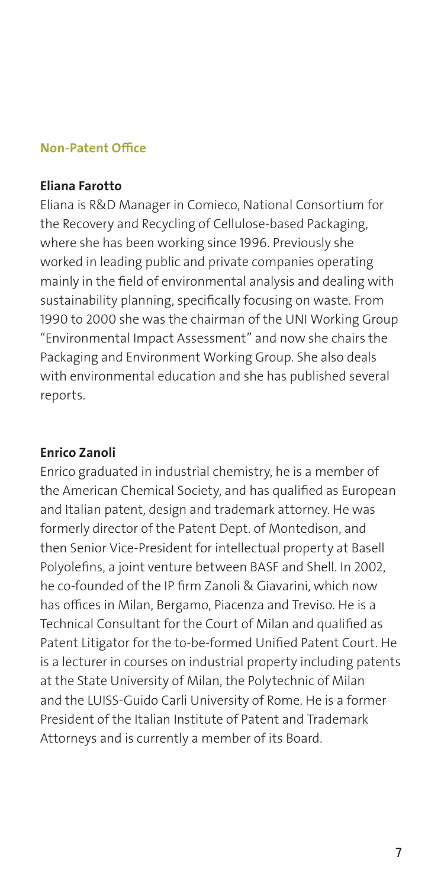## Non-Patent Office

### Eliana Farotto

Eliana is R&D Manager in Comieco, National Consortium for the Recovery and Recycling of Cellulose-based Packaging, where she has been working since 1996. Previously she worked in leading public and private companies operating mainly in the field of environmental analysis and dealing with sustainability planning, specifically focusing on waste. From 1990 to 2000 she was the chairman of the UNI Working Group "Environmental Impact Assessment" and now she chairs the Packaging and Environment Working Group. She also deals with environmental education and she has published several reports.

### Enrico Zanoli

Enrico graduated in industrial chemistry, he is a member of the American Chemical Society, and has qualified as European and Italian patent, design and trademark attorney. He was formerly director of the Patent Dept. of Montedison, and then Senior Vice-President for intellectual property at Basell Polyolefins, a joint venture between BASF and Shell. In 2002, he co-founded of the IP firm Zanoli & Giavarini, which now has offices in Milan, Bergamo, Piacenza and Treviso. He is a Technical Consultant for the Court of Milan and qualified as Patent Litigator for the to-be-formed Unified Patent Court. He is a lecturer in courses on industrial property including patents at the State University of Milan, the Polytechnic of Milan and the LUISS-Guido Carli University of Rome. He is a former President of the Italian Institute of Patent and Trademark Attorneys and is currently a member of its Board.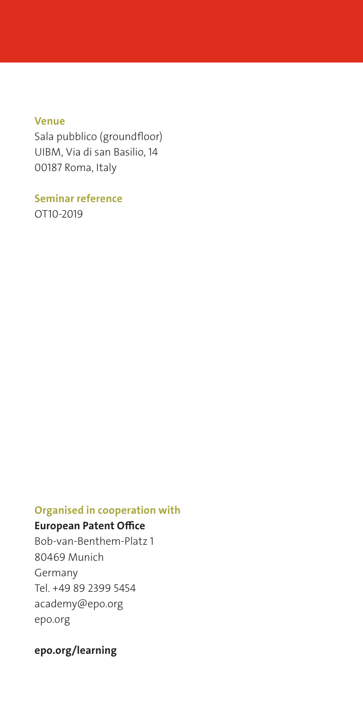**Venue**

Sala pubblico (groundfloor)
UIBM, Via di san Basilio, 14
00187 Roma, Italy

**Seminar reference**

OT10-2019

**Organised in cooperation with**

**European Patent Office**
Bob-van-Benthem-Platz 1
80469 Munich
Germany
Tel. +49 89 2399 5454
academy@epo.org
epo.org

**epo.org/learning**